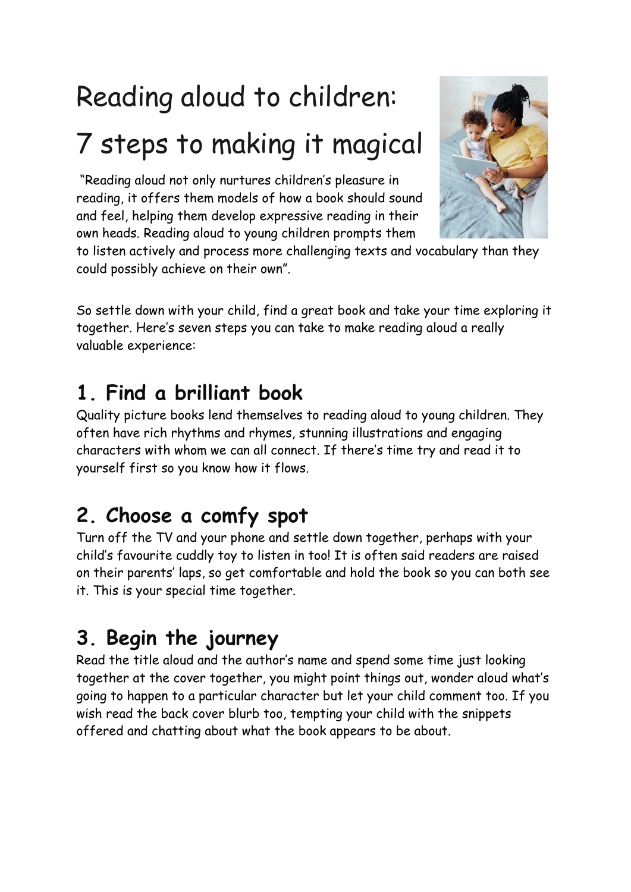# Reading aloud to children: 7 steps to making it magical

"Reading aloud not only nurtures children's pleasure in reading, it offers them models of how a book should sound and feel, helping them develop expressive reading in their own heads. Reading aloud to young children prompts them to listen actively and process more challenging texts and vocabulary than they could possibly achieve on their own".

So settle down with your child, find a great book and take your time exploring it together. Here's seven steps you can take to make reading aloud a really valuable experience:

## 1. Find a brilliant book

Quality picture books lend themselves to reading aloud to young children. They often have rich rhythms and rhymes, stunning illustrations and engaging characters with whom we can all connect. If there's time try and read it to yourself first so you know how it flows.

## 2. Choose a comfy spot

Turn off the TV and your phone and settle down together, perhaps with your child's favourite cuddly toy to listen in too! It is often said readers are raised on their parents' laps, so get comfortable and hold the book so you can both see it. This is your special time together.

## 3. Begin the journey

Read the title aloud and the author's name and spend some time just looking together at the cover together, you might point things out, wonder aloud what's going to happen to a particular character but let your child comment too. If you wish read the back cover blurb too, tempting your child with the snippets offered and chatting about what the book appears to be about.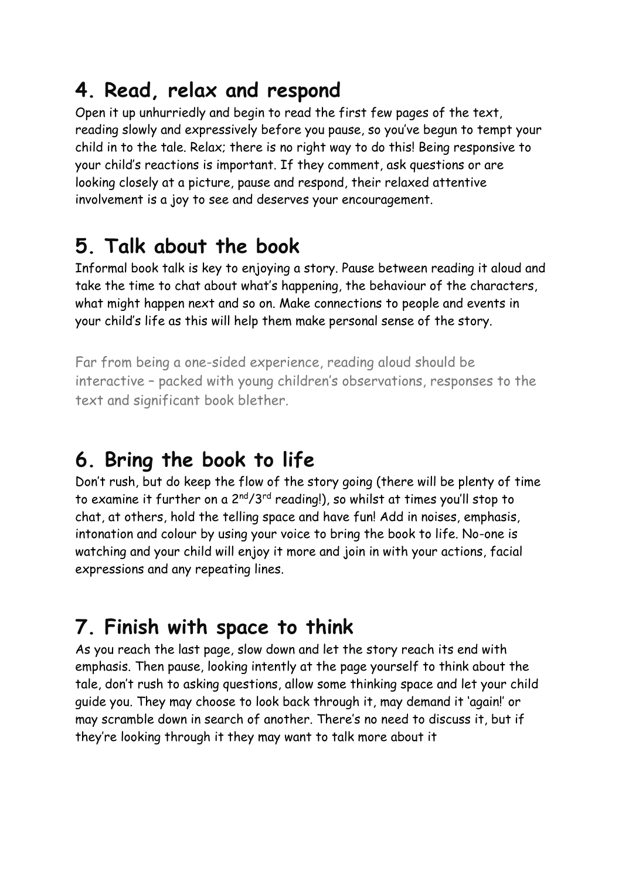## 4. Read, relax and respond

Open it up unhurriedly and begin to read the first few pages of the text, reading slowly and expressively before you pause, so you've begun to tempt your child in to the tale. Relax; there is no right way to do this! Being responsive to your child's reactions is important. If they comment, ask questions or are looking closely at a picture, pause and respond, their relaxed attentive involvement is a joy to see and deserves your encouragement.

## 5. Talk about the book

Informal book talk is key to enjoying a story. Pause between reading it aloud and take the time to chat about what's happening, the behaviour of the characters, what might happen next and so on. Make connections to people and events in your child's life as this will help them make personal sense of the story.

Far from being a one-sided experience, reading aloud should be interactive – packed with young children's observations, responses to the text and significant book blether.

## 6. Bring the book to life

Don't rush, but do keep the flow of the story going (there will be plenty of time to examine it further on a 2nd/3rd reading!), so whilst at times you'll stop to chat, at others, hold the telling space and have fun! Add in noises, emphasis, intonation and colour by using your voice to bring the book to life. No-one is watching and your child will enjoy it more and join in with your actions, facial expressions and any repeating lines.

## 7. Finish with space to think

As you reach the last page, slow down and let the story reach its end with emphasis. Then pause, looking intently at the page yourself to think about the tale, don't rush to asking questions, allow some thinking space and let your child guide you. They may choose to look back through it, may demand it 'again!' or may scramble down in search of another. There's no need to discuss it, but if they're looking through it they may want to talk more about it